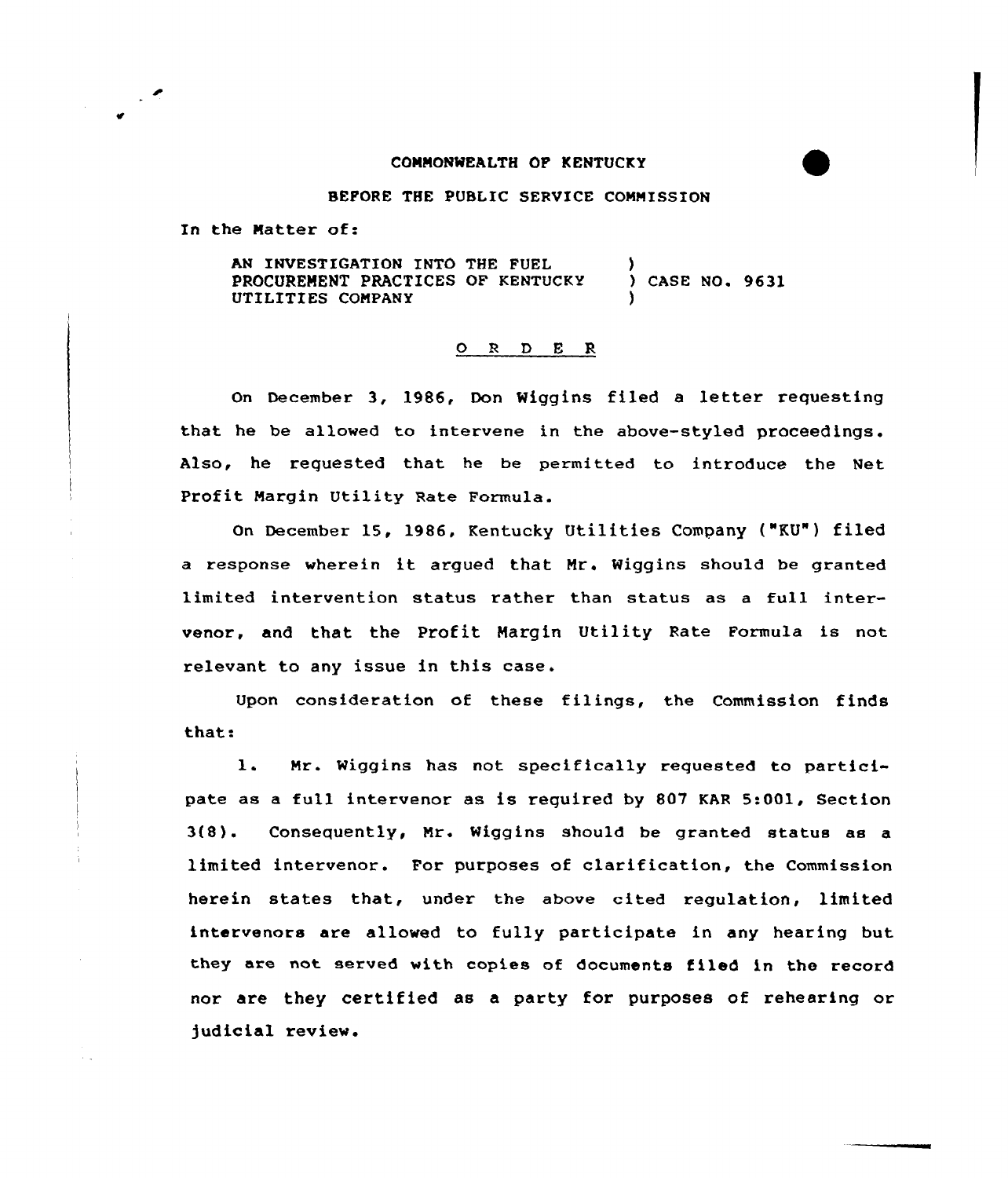COMMONWEALTH OF KENTUCKY

BEFORE THE PUBLIC SERVICE COMMISSION

In the Matter of:

AN INVESTIGATION INTO THE FUEL PROCUREMENT PRACTICES OF KENTUCKY UTILITIES COMPANY ) CASE NO. 9631

O R D E R

On December 3, 1986, Don Wiggins filed a letter requesting that he be allowed to intervene in the above-styled proceedings. Also, he requested that he be permitted to introduce the Net Profit Margin Utility Rate Formula.

On December 15, 1986, Kentucky Utilities Company ("KU") filed a response wherein it argued that Mr. Wiggins should be granted limited intervention status rather than status as a full intervenor, and that the Profit Margin Utility Rate Formula is not relevant to any issue in this case.

Upon consideration of these filings, the Commission finds that:

1. Mr. Wiggins has not specifically requested to participate as a full intervenor as is required by 807 KAR 5:001, Section 3(8). Consequently, Mr. Wiggins should be granted status as a limited intervenor. For purposes of clarification, the Commission herein states that, under the above cited regulation, limited intervenors are allowed to fully participate in any hearing but they are not served with copies of documents filed in the record nor are they certified as a party for purposes of rehearing or judicial review.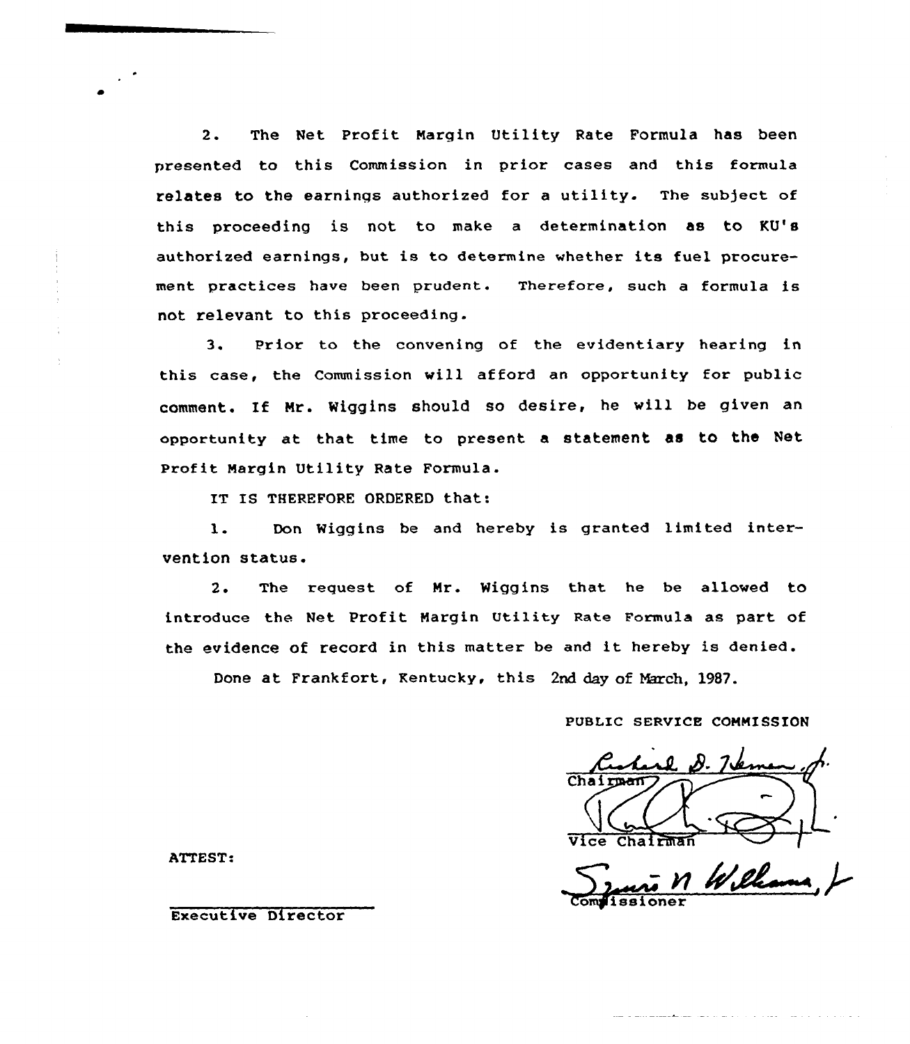2. The Net Profit Margin Utility Rate Formula has been presented to this Commission in prior cases and this formula relates to the earnings authorized for a utility. The subject of this proceeding is not to make a determination as to KU's authorized earnings, but is to determine whether its fuel procurement practices have been prudent. Therefore, such a formula is not relevant to this proceeding.

3. Prior to the convening of the evidentiary hearing in this case, the Commission will afford an opportunity for public comment. If Mr. Wiggins should so desire, he will be given an opportunity at that time to present a statement as to the Net Profit Margin Utility Rate Formula.

IT IS THEREFORE ORDERED that:

1. Don Wiggins be and hereby is granted limited intervention status.

2. The request of Mr. Wiggins that he be allowed to introduce the Net Profit Margin Utility Rate Formula as part of the evidence of record in this matter be and it hereby is denied.

Done at Frankfort, Kentucky, this 2nd day of March, 1987.

PUBLIC SERVICE COMMISSION

Chairman

Vice Chairman

Commissioner

ATTEST:

Executive Director